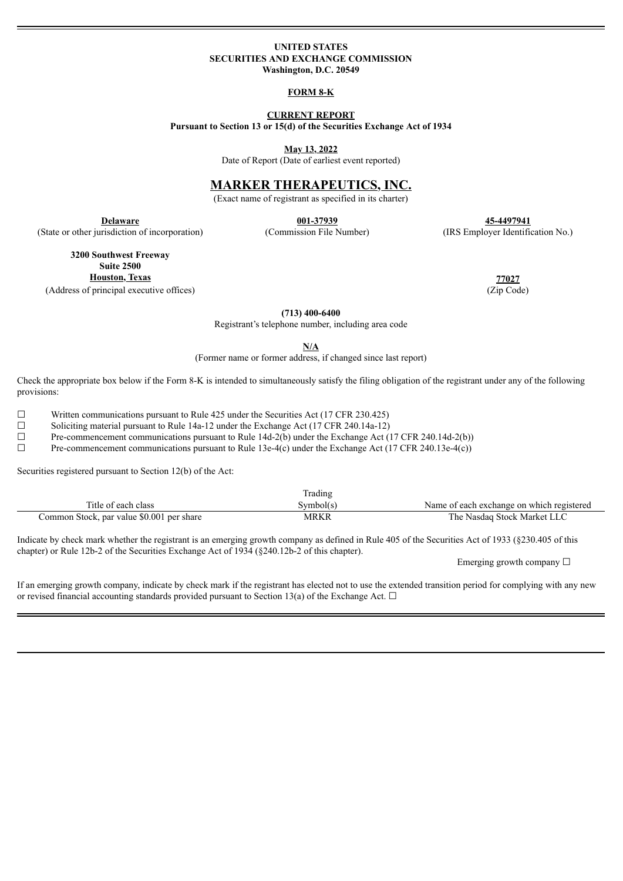**UNITED STATES**
**SECURITIES AND EXCHANGE COMMISSION**
**Washington, D.C. 20549**

**FORM 8-K**

**CURRENT REPORT**
**Pursuant to Section 13 or 15(d) of the Securities Exchange Act of 1934**

**May 13, 2022**
Date of Report (Date of earliest event reported)

# MARKER THERAPEUTICS, INC.

(Exact name of registrant as specified in its charter)

| **Delaware** | **001-37939** | **45-4497941** |
|---|---|---|
| (State or other jurisdiction of incorporation) | (Commission File Number) | (IRS Employer Identification No.) |

| **3200 Southwest Freeway Suite 2500 Houston, Texas** | **77027** |
|---|---|
| (Address of principal executive offices) | (Zip Code) |

**(713) 400-6400**
Registrant's telephone number, including area code

**N/A**
(Former name or former address, if changed since last report)

Check the appropriate box below if the Form 8-K is intended to simultaneously satisfy the filing obligation of the registrant under any of the following provisions:

☐ Written communications pursuant to Rule 425 under the Securities Act (17 CFR 230.425)
☐ Soliciting material pursuant to Rule 14a-12 under the Exchange Act (17 CFR 240.14a-12)
☐ Pre-commencement communications pursuant to Rule 14d-2(b) under the Exchange Act (17 CFR 240.14d-2(b))
☐ Pre-commencement communications pursuant to Rule 13e-4(c) under the Exchange Act (17 CFR 240.13e-4(c))

Securities registered pursuant to Section 12(b) of the Act:

| Title of each class | Trading Symbol(s) | Name of each exchange on which registered |
|---|---|---|
| Common Stock, par value $0.001 per share | MRKR | The Nasdaq Stock Market LLC |

Indicate by check mark whether the registrant is an emerging growth company as defined in Rule 405 of the Securities Act of 1933 (§230.405 of this chapter) or Rule 12b-2 of the Securities Exchange Act of 1934 (§240.12b-2 of this chapter).

Emerging growth company ☐

If an emerging growth company, indicate by check mark if the registrant has elected not to use the extended transition period for complying with any new or revised financial accounting standards provided pursuant to Section 13(a) of the Exchange Act. ☐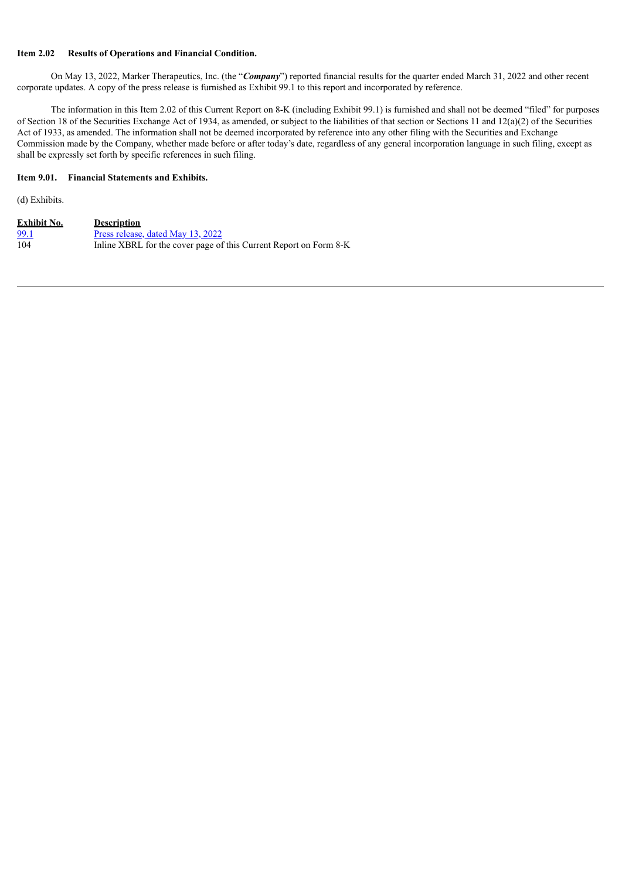**Item 2.02 Results of Operations and Financial Condition.**

On May 13, 2022, Marker Therapeutics, Inc. (the "***Company***") reported financial results for the quarter ended March 31, 2022 and other recent corporate updates. A copy of the press release is furnished as Exhibit 99.1 to this report and incorporated by reference.

The information in this Item 2.02 of this Current Report on 8-K (including Exhibit 99.1) is furnished and shall not be deemed "filed" for purposes of Section 18 of the Securities Exchange Act of 1934, as amended, or subject to the liabilities of that section or Sections 11 and 12(a)(2) of the Securities Act of 1933, as amended. The information shall not be deemed incorporated by reference into any other filing with the Securities and Exchange Commission made by the Company, whether made before or after today's date, regardless of any general incorporation language in such filing, except as shall be expressly set forth by specific references in such filing.

**Item 9.01. Financial Statements and Exhibits.**

(d) Exhibits.

| Exhibit No. | Description |
|---|---|
| 99.1 | Press release, dated May 13, 2022 |
| 104 | Inline XBRL for the cover page of this Current Report on Form 8-K |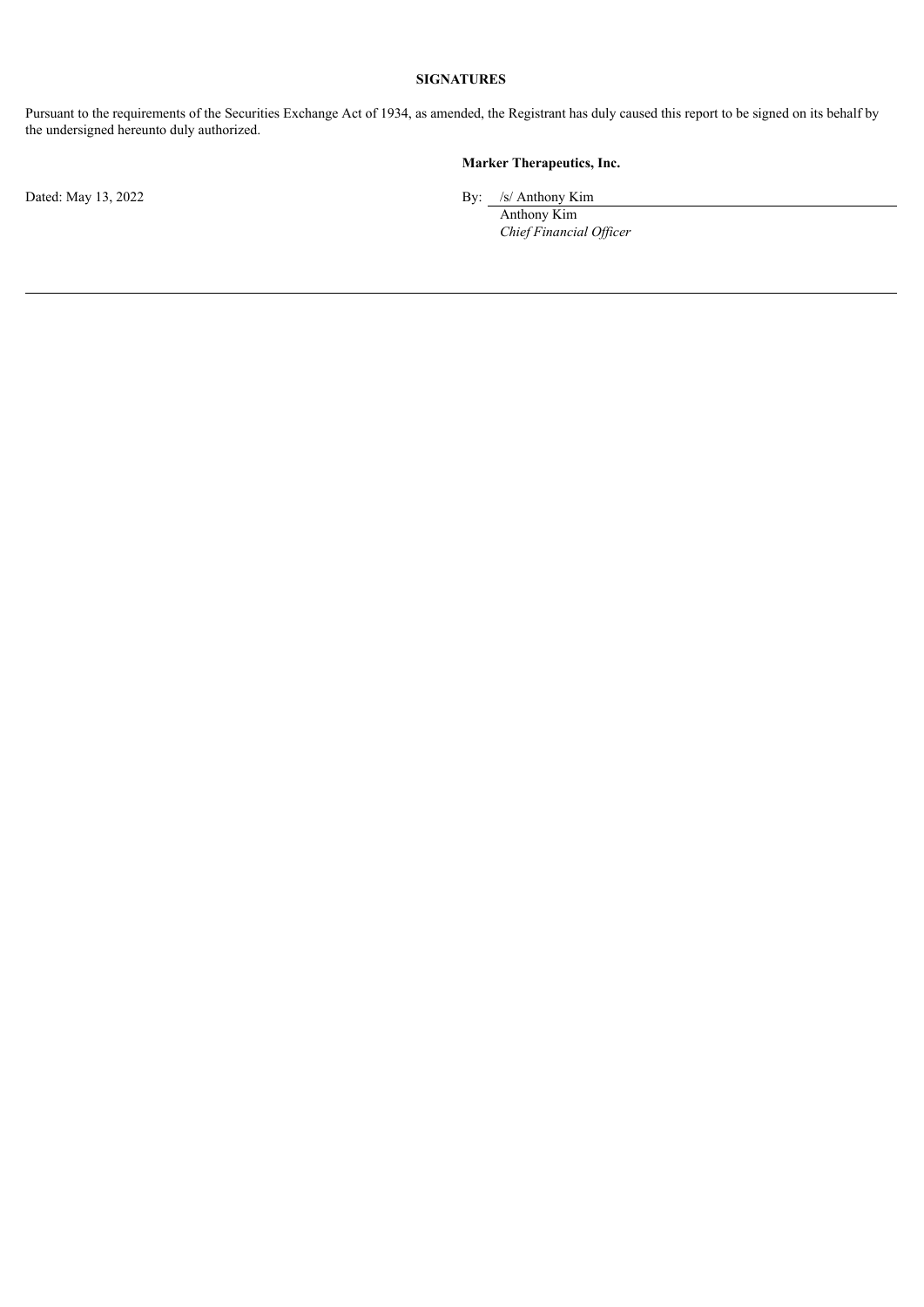**SIGNATURES**

Pursuant to the requirements of the Securities Exchange Act of 1934, as amended, the Registrant has duly caused this report to be signed on its behalf by the undersigned hereunto duly authorized.

**Marker Therapeutics, Inc.**

Dated: May 13, 2022

By: /s/ Anthony Kim

Anthony Kim

*Chief Financial Officer*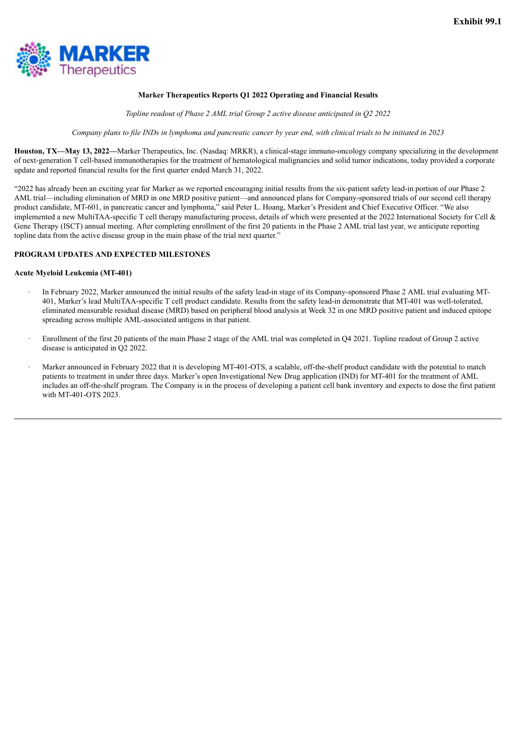**Exhibit 99.1**

**Marker Therapeutics Reports Q1 2022 Operating and Financial Results**

*Topline readout of Phase 2 AML trial Group 2 active disease anticipated in Q2 2022*

*Company plans to file INDs in lymphoma and pancreatic cancer by year end, with clinical trials to be initiated in 2023*

**Houston, TX—May 13, 2022—**Marker Therapeutics, Inc. (Nasdaq: MRKR), a clinical-stage immuno-oncology company specializing in the development of next-generation T cell-based immunotherapies for the treatment of hematological malignancies and solid tumor indications, today provided a corporate update and reported financial results for the first quarter ended March 31, 2022.

"2022 has already been an exciting year for Marker as we reported encouraging initial results from the six-patient safety lead-in portion of our Phase 2 AML trial—including elimination of MRD in one MRD positive patient—and announced plans for Company-sponsored trials of our second cell therapy product candidate, MT-601, in pancreatic cancer and lymphoma," said Peter L. Hoang, Marker's President and Chief Executive Officer. "We also implemented a new MultiTAA-specific T cell therapy manufacturing process, details of which were presented at the 2022 International Society for Cell & Gene Therapy (ISCT) annual meeting. After completing enrollment of the first 20 patients in the Phase 2 AML trial last year, we anticipate reporting topline data from the active disease group in the main phase of the trial next quarter."

**PROGRAM UPDATES AND EXPECTED MILESTONES**

**Acute Myeloid Leukemia (MT-401)**

- In February 2022, Marker announced the initial results of the safety lead-in stage of its Company-sponsored Phase 2 AML trial evaluating MT-401, Marker's lead MultiTAA-specific T cell product candidate. Results from the safety lead-in demonstrate that MT-401 was well-tolerated, eliminated measurable residual disease (MRD) based on peripheral blood analysis at Week 32 in one MRD positive patient and induced epitope spreading across multiple AML-associated antigens in that patient.
- Enrollment of the first 20 patients of the main Phase 2 stage of the AML trial was completed in Q4 2021. Topline readout of Group 2 active disease is anticipated in Q2 2022.
- Marker announced in February 2022 that it is developing MT-401-OTS, a scalable, off-the-shelf product candidate with the potential to match patients to treatment in under three days. Marker's open Investigational New Drug application (IND) for MT-401 for the treatment of AML includes an off-the-shelf program. The Company is in the process of developing a patient cell bank inventory and expects to dose the first patient with MT-401-OTS 2023.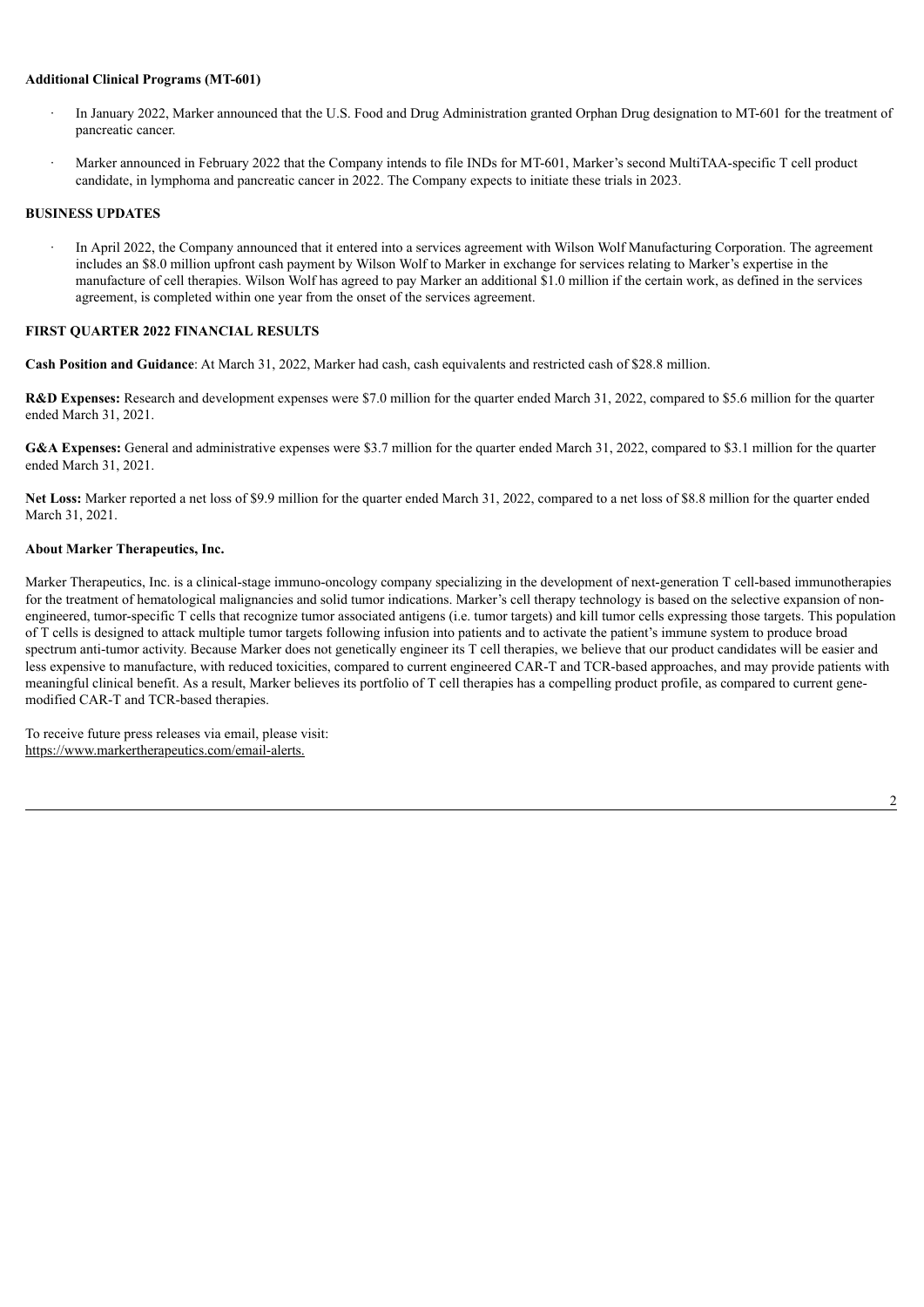**Additional Clinical Programs (MT-601)**

- In January 2022, Marker announced that the U.S. Food and Drug Administration granted Orphan Drug designation to MT-601 for the treatment of pancreatic cancer.
- Marker announced in February 2022 that the Company intends to file INDs for MT-601, Marker's second MultiTAA-specific T cell product candidate, in lymphoma and pancreatic cancer in 2022. The Company expects to initiate these trials in 2023.

**BUSINESS UPDATES**

- In April 2022, the Company announced that it entered into a services agreement with Wilson Wolf Manufacturing Corporation. The agreement includes an $8.0 million upfront cash payment by Wilson Wolf to Marker in exchange for services relating to Marker's expertise in the manufacture of cell therapies. Wilson Wolf has agreed to pay Marker an additional $1.0 million if the certain work, as defined in the services agreement, is completed within one year from the onset of the services agreement.

**FIRST QUARTER 2022 FINANCIAL RESULTS**

**Cash Position and Guidance**: At March 31, 2022, Marker had cash, cash equivalents and restricted cash of $28.8 million.

**R&D Expenses:** Research and development expenses were $7.0 million for the quarter ended March 31, 2022, compared to $5.6 million for the quarter ended March 31, 2021.

**G&A Expenses:** General and administrative expenses were $3.7 million for the quarter ended March 31, 2022, compared to $3.1 million for the quarter ended March 31, 2021.

**Net Loss:** Marker reported a net loss of $9.9 million for the quarter ended March 31, 2022, compared to a net loss of $8.8 million for the quarter ended March 31, 2021.

**About Marker Therapeutics, Inc.**

Marker Therapeutics, Inc. is a clinical-stage immuno-oncology company specializing in the development of next-generation T cell-based immunotherapies for the treatment of hematological malignancies and solid tumor indications. Marker's cell therapy technology is based on the selective expansion of non-engineered, tumor-specific T cells that recognize tumor associated antigens (i.e. tumor targets) and kill tumor cells expressing those targets. This population of T cells is designed to attack multiple tumor targets following infusion into patients and to activate the patient's immune system to produce broad spectrum anti-tumor activity. Because Marker does not genetically engineer its T cell therapies, we believe that our product candidates will be easier and less expensive to manufacture, with reduced toxicities, compared to current engineered CAR-T and TCR-based approaches, and may provide patients with meaningful clinical benefit. As a result, Marker believes its portfolio of T cell therapies has a compelling product profile, as compared to current gene-modified CAR-T and TCR-based therapies.

To receive future press releases via email, please visit:
https://www.markertherapeutics.com/email-alerts.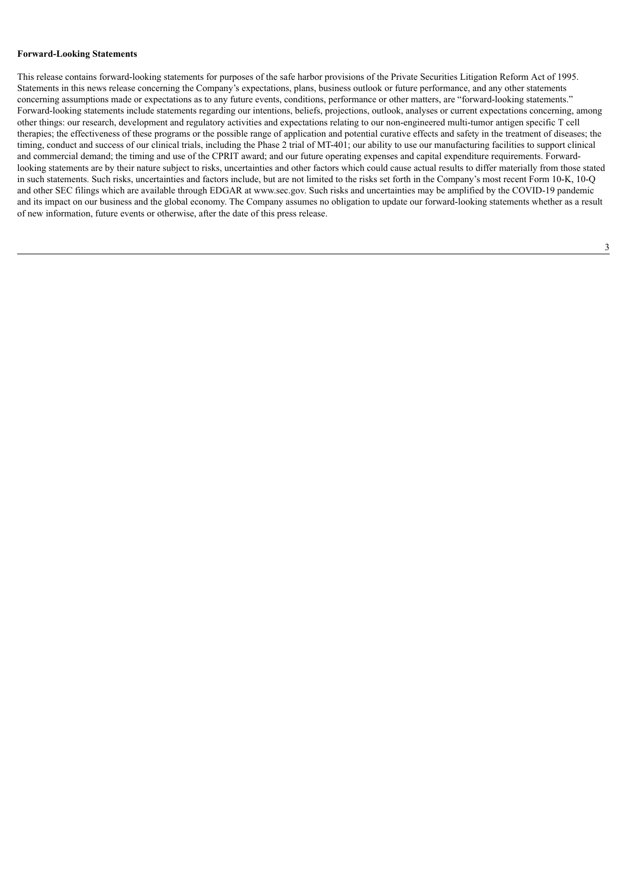**Forward-Looking Statements**

This release contains forward-looking statements for purposes of the safe harbor provisions of the Private Securities Litigation Reform Act of 1995. Statements in this news release concerning the Company's expectations, plans, business outlook or future performance, and any other statements concerning assumptions made or expectations as to any future events, conditions, performance or other matters, are "forward-looking statements." Forward-looking statements include statements regarding our intentions, beliefs, projections, outlook, analyses or current expectations concerning, among other things: our research, development and regulatory activities and expectations relating to our non-engineered multi-tumor antigen specific T cell therapies; the effectiveness of these programs or the possible range of application and potential curative effects and safety in the treatment of diseases; the timing, conduct and success of our clinical trials, including the Phase 2 trial of MT-401; our ability to use our manufacturing facilities to support clinical and commercial demand; the timing and use of the CPRIT award; and our future operating expenses and capital expenditure requirements. Forward-looking statements are by their nature subject to risks, uncertainties and other factors which could cause actual results to differ materially from those stated in such statements. Such risks, uncertainties and factors include, but are not limited to the risks set forth in the Company's most recent Form 10-K, 10-Q and other SEC filings which are available through EDGAR at www.sec.gov. Such risks and uncertainties may be amplified by the COVID-19 pandemic and its impact on our business and the global economy. The Company assumes no obligation to update our forward-looking statements whether as a result of new information, future events or otherwise, after the date of this press release.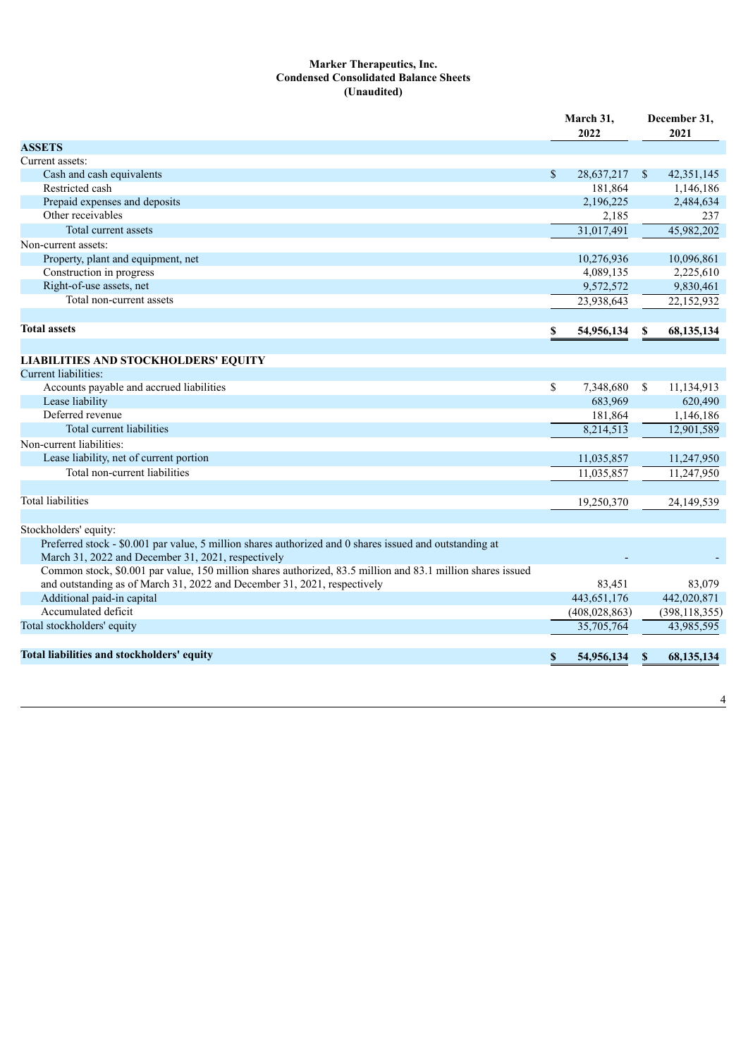**Marker Therapeutics, Inc.**
**Condensed Consolidated Balance Sheets**
**(Unaudited)**

| | March 31, 2022 | December 31, 2021 |
|---|---|---|
| **ASSETS** | | |
| Current assets: | | |
| Cash and cash equivalents | $ 28,637,217 | $ 42,351,145 |
| Restricted cash | 181,864 | 1,146,186 |
| Prepaid expenses and deposits | 2,196,225 | 2,484,634 |
| Other receivables | 2,185 | 237 |
| Total current assets | 31,017,491 | 45,982,202 |
| Non-current assets: | | |
| Property, plant and equipment, net | 10,276,936 | 10,096,861 |
| Construction in progress | 4,089,135 | 2,225,610 |
| Right-of-use assets, net | 9,572,572 | 9,830,461 |
| Total non-current assets | 23,938,643 | 22,152,932 |
| **Total assets** | **$ 54,956,134** | **$ 68,135,134** |
| **LIABILITIES AND STOCKHOLDERS' EQUITY** | | |
| Current liabilities: | | |
| Accounts payable and accrued liabilities | $ 7,348,680 | $ 11,134,913 |
| Lease liability | 683,969 | 620,490 |
| Deferred revenue | 181,864 | 1,146,186 |
| Total current liabilities | 8,214,513 | 12,901,589 |
| Non-current liabilities: | | |
| Lease liability, net of current portion | 11,035,857 | 11,247,950 |
| Total non-current liabilities | 11,035,857 | 11,247,950 |
| Total liabilities | 19,250,370 | 24,149,539 |
| Stockholders' equity: | | |
| Preferred stock - $0.001 par value, 5 million shares authorized and 0 shares issued and outstanding at March 31, 2022 and December 31, 2021, respectively | - | - |
| Common stock, $0.001 par value, 150 million shares authorized, 83.5 million and 83.1 million shares issued and outstanding as of March 31, 2022 and December 31, 2021, respectively | 83,451 | 83,079 |
| Additional paid-in capital | 443,651,176 | 442,020,871 |
| Accumulated deficit | (408,028,863) | (398,118,355) |
| Total stockholders' equity | 35,705,764 | 43,985,595 |
| **Total liabilities and stockholders' equity** | **$ 54,956,134** | **$ 68,135,134** |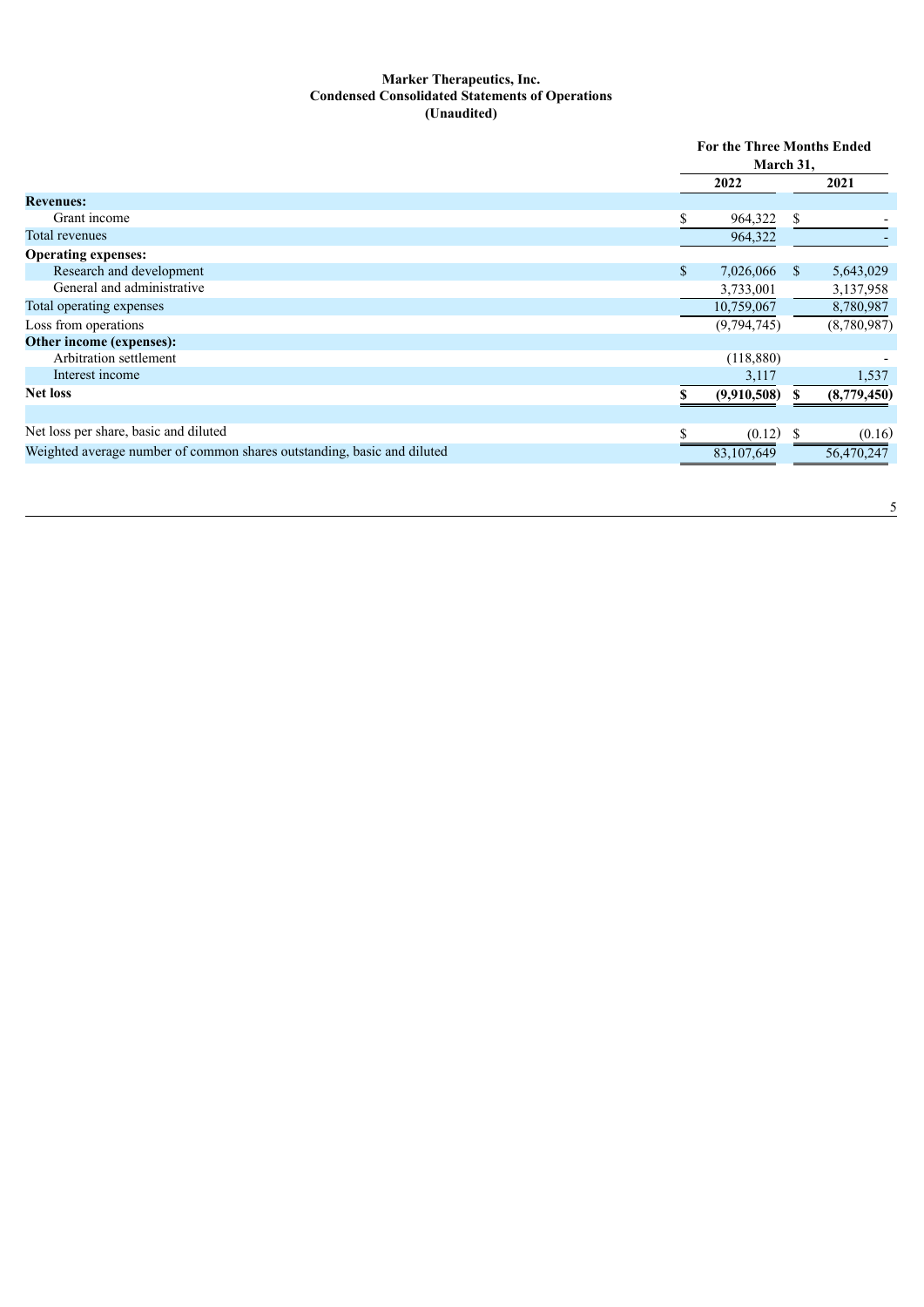**Marker Therapeutics, Inc.**
**Condensed Consolidated Statements of Operations**
**(Unaudited)**

| | For the Three Months Ended March 31, | |
|---|---|---|
| | 2022 | 2021 |
| **Revenues:** | | |
| Grant income | $ 964,322 | $ - |
| Total revenues | 964,322 | - |
| **Operating expenses:** | | |
| Research and development | $ 7,026,066 | $ 5,643,029 |
| General and administrative | 3,733,001 | 3,137,958 |
| Total operating expenses | 10,759,067 | 8,780,987 |
| Loss from operations | (9,794,745) | (8,780,987) |
| **Other income (expenses):** | | |
| Arbitration settlement | (118,880) | - |
| Interest income | 3,117 | 1,537 |
| **Net loss** | **$ (9,910,508)** | **$ (8,779,450)** |
| | | |
| Net loss per share, basic and diluted | $ (0.12) | $ (0.16) |
| Weighted average number of common shares outstanding, basic and diluted | 83,107,649 | 56,470,247 |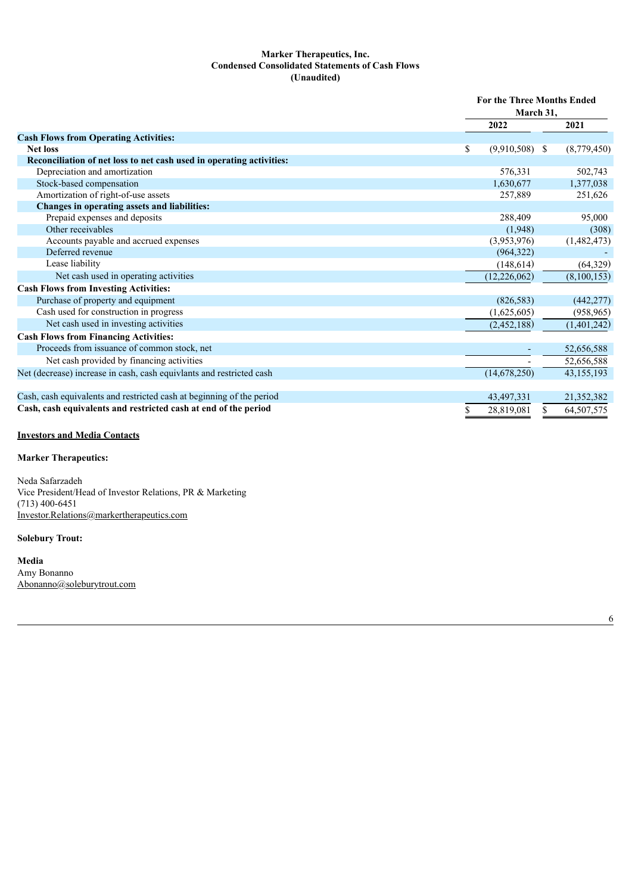**Marker Therapeutics, Inc.**
**Condensed Consolidated Statements of Cash Flows**
**(Unaudited)**

| | For the Three Months Ended March 31, | |
|---|---|---|
| | 2022 | 2021 |
| **Cash Flows from Operating Activities:** | | |
| **Net loss** | $ (9,910,508) | $ (8,779,450) |
| **Reconciliation of net loss to net cash used in operating activities:** | | |
| Depreciation and amortization | 576,331 | 502,743 |
| Stock-based compensation | 1,630,677 | 1,377,038 |
| Amortization of right-of-use assets | 257,889 | 251,626 |
| **Changes in operating assets and liabilities:** | | |
| Prepaid expenses and deposits | 288,409 | 95,000 |
| Other receivables | (1,948) | (308) |
| Accounts payable and accrued expenses | (3,953,976) | (1,482,473) |
| Deferred revenue | (964,322) | - |
| Lease liability | (148,614) | (64,329) |
| Net cash used in operating activities | (12,226,062) | (8,100,153) |
| **Cash Flows from Investing Activities:** | | |
| Purchase of property and equipment | (826,583) | (442,277) |
| Cash used for construction in progress | (1,625,605) | (958,965) |
| Net cash used in investing activities | (2,452,188) | (1,401,242) |
| **Cash Flows from Financing Activities:** | | |
| Proceeds from issuance of common stock, net | - | 52,656,588 |
| Net cash provided by financing activities | - | 52,656,588 |
| Net (decrease) increase in cash, cash equivlants and restricted cash | (14,678,250) | 43,155,193 |
| | | |
| Cash, cash equivalents and restricted cash at beginning of the period | 43,497,331 | 21,352,382 |
| **Cash, cash equivalents and restricted cash at end of the period** | $ 28,819,081 | $ 64,507,575 |

**Investors and Media Contacts**

**Marker Therapeutics:**

Neda Safarzadeh
Vice President/Head of Investor Relations, PR & Marketing
(713) 400-6451
Investor.Relations@markertherapeutics.com

**Solebury Trout:**

**Media**
Amy Bonanno
Abonanno@soleburytrout.com